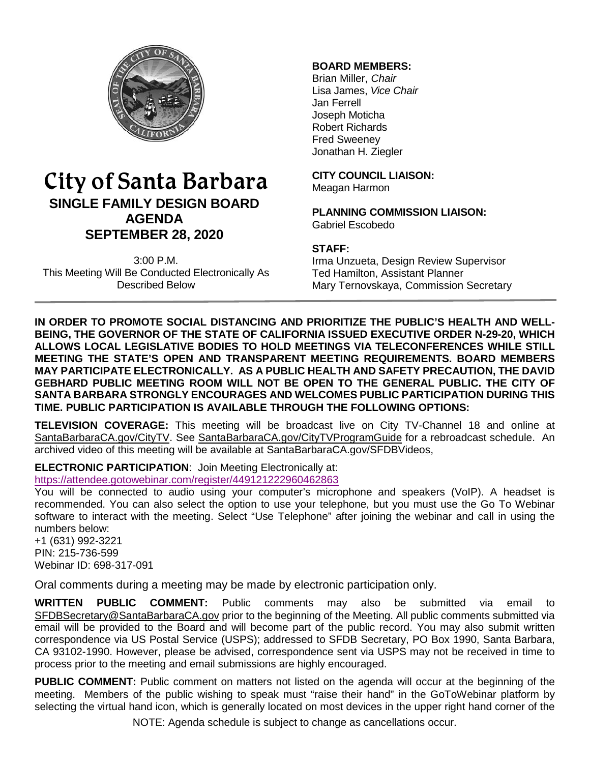# City of Santa Barbara

## SINGLE FAMILY DESIGN BOARD AGENDA

## SEPTEMBER 28, 2020

3:00 P.M.
This Meeting Will Be Conducted Electronically As Described Below

**BOARD MEMBERS:**
Brian Miller, *Chair*
Lisa James, *Vice Chair*
Jan Ferrell
Joseph Moticha
Robert Richards
Fred Sweeney
Jonathan H. Ziegler

**CITY COUNCIL LIAISON:**
Meagan Harmon

**PLANNING COMMISSION LIAISON:**
Gabriel Escobedo

**STAFF:**
Irma Unzueta, Design Review Supervisor
Ted Hamilton, Assistant Planner
Mary Ternovskaya, Commission Secretary

**IN ORDER TO PROMOTE SOCIAL DISTANCING AND PRIORITIZE THE PUBLIC'S HEALTH AND WELL-BEING, THE GOVERNOR OF THE STATE OF CALIFORNIA ISSUED EXECUTIVE ORDER N-29-20, WHICH ALLOWS LOCAL LEGISLATIVE BODIES TO HOLD MEETINGS VIA TELECONFERENCES WHILE STILL MEETING THE STATE'S OPEN AND TRANSPARENT MEETING REQUIREMENTS. BOARD MEMBERS MAY PARTICIPATE ELECTRONICALLY. AS A PUBLIC HEALTH AND SAFETY PRECAUTION, THE DAVID GEBHARD PUBLIC MEETING ROOM WILL NOT BE OPEN TO THE GENERAL PUBLIC. THE CITY OF SANTA BARBARA STRONGLY ENCOURAGES AND WELCOMES PUBLIC PARTICIPATION DURING THIS TIME. PUBLIC PARTICIPATION IS AVAILABLE THROUGH THE FOLLOWING OPTIONS:**

**TELEVISION COVERAGE:** This meeting will be broadcast live on City TV-Channel 18 and online at SantaBarbaraCA.gov/CityTV. See SantaBarbaraCA.gov/CityTVProgramGuide for a rebroadcast schedule. An archived video of this meeting will be available at SantaBarbaraCA.gov/SFDBVideos,

**ELECTRONIC PARTICIPATION**: Join Meeting Electronically at:
https://attendee.gotowebinar.com/register/449121222960462863

You will be connected to audio using your computer's microphone and speakers (VoIP). A headset is recommended. You can also select the option to use your telephone, but you must use the Go To Webinar software to interact with the meeting. Select "Use Telephone" after joining the webinar and call in using the numbers below:
+1 (631) 992-3221
PIN: 215-736-599
Webinar ID: 698-317-091

Oral comments during a meeting may be made by electronic participation only.

**WRITTEN PUBLIC COMMENT:** Public comments may also be submitted via email to SFDBSecretary@SantaBarbaraCA.gov prior to the beginning of the Meeting. All public comments submitted via email will be provided to the Board and will become part of the public record. You may also submit written correspondence via US Postal Service (USPS); addressed to SFDB Secretary, PO Box 1990, Santa Barbara, CA 93102-1990. However, please be advised, correspondence sent via USPS may not be received in time to process prior to the meeting and email submissions are highly encouraged.

**PUBLIC COMMENT:** Public comment on matters not listed on the agenda will occur at the beginning of the meeting. Members of the public wishing to speak must "raise their hand" in the GoToWebinar platform by selecting the virtual hand icon, which is generally located on most devices in the upper right hand corner of the

NOTE: Agenda schedule is subject to change as cancellations occur.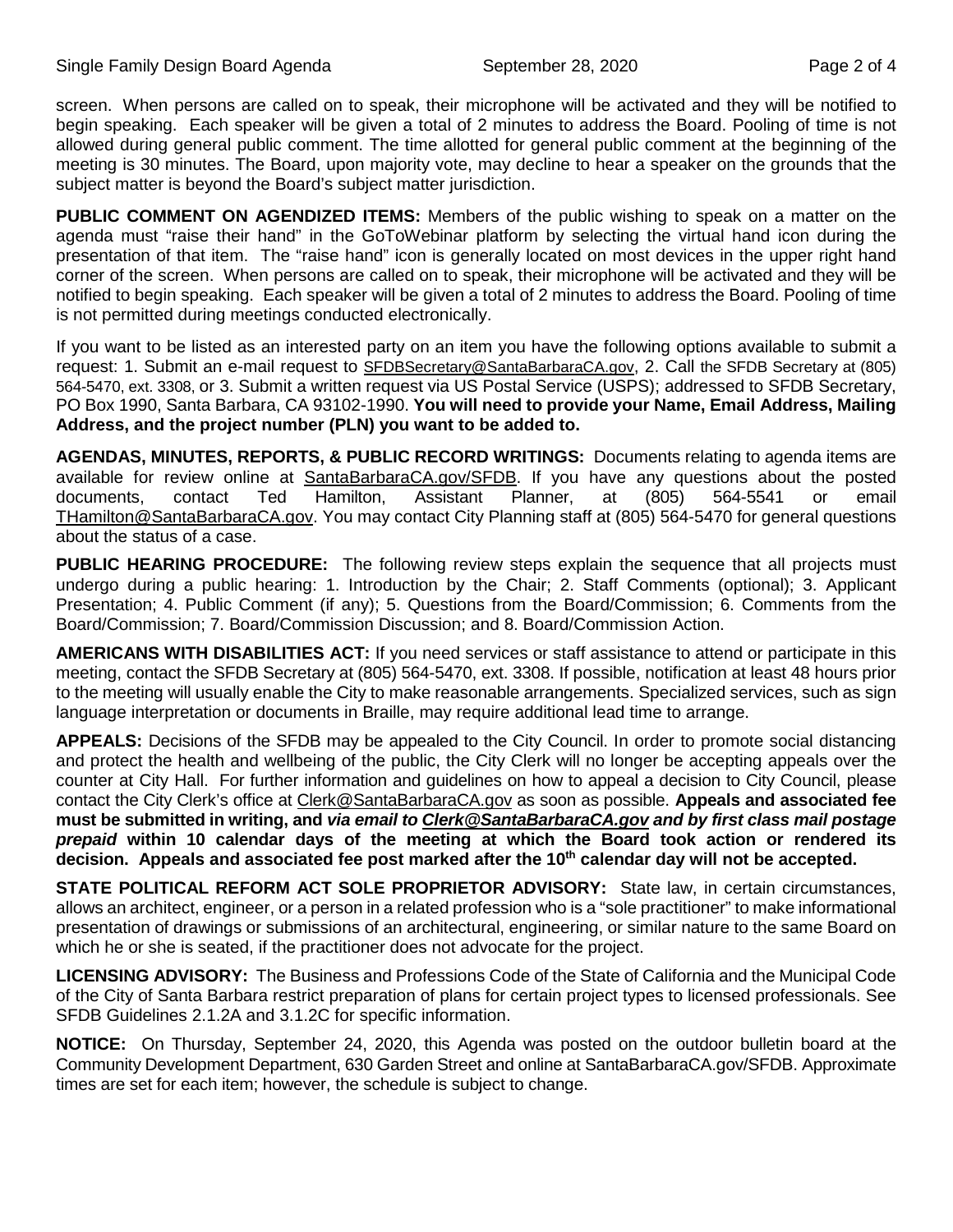screen. When persons are called on to speak, their microphone will be activated and they will be notified to begin speaking. Each speaker will be given a total of 2 minutes to address the Board. Pooling of time is not allowed during general public comment. The time allotted for general public comment at the beginning of the meeting is 30 minutes. The Board, upon majority vote, may decline to hear a speaker on the grounds that the subject matter is beyond the Board's subject matter jurisdiction.

**PUBLIC COMMENT ON AGENDIZED ITEMS:** Members of the public wishing to speak on a matter on the agenda must "raise their hand" in the GoToWebinar platform by selecting the virtual hand icon during the presentation of that item. The "raise hand" icon is generally located on most devices in the upper right hand corner of the screen. When persons are called on to speak, their microphone will be activated and they will be notified to begin speaking. Each speaker will be given a total of 2 minutes to address the Board. Pooling of time is not permitted during meetings conducted electronically.

If you want to be listed as an interested party on an item you have the following options available to submit a request: 1. Submit an e-mail request to SFDBSecretary@SantaBarbaraCA.gov, 2. Call the SFDB Secretary at (805) 564-5470, ext. 3308, or 3. Submit a written request via US Postal Service (USPS); addressed to SFDB Secretary, PO Box 1990, Santa Barbara, CA 93102-1990. **You will need to provide your Name, Email Address, Mailing Address, and the project number (PLN) you want to be added to.**

**AGENDAS, MINUTES, REPORTS, & PUBLIC RECORD WRITINGS:** Documents relating to agenda items are available for review online at SantaBarbaraCA.gov/SFDB. If you have any questions about the posted documents, contact Ted Hamilton, Assistant Planner, at (805) 564-5541 or email THamilton@SantaBarbaraCA.gov. You may contact City Planning staff at (805) 564-5470 for general questions about the status of a case.

**PUBLIC HEARING PROCEDURE:** The following review steps explain the sequence that all projects must undergo during a public hearing: 1. Introduction by the Chair; 2. Staff Comments (optional); 3. Applicant Presentation; 4. Public Comment (if any); 5. Questions from the Board/Commission; 6. Comments from the Board/Commission; 7. Board/Commission Discussion; and 8. Board/Commission Action.

**AMERICANS WITH DISABILITIES ACT:** If you need services or staff assistance to attend or participate in this meeting, contact the SFDB Secretary at (805) 564-5470, ext. 3308. If possible, notification at least 48 hours prior to the meeting will usually enable the City to make reasonable arrangements. Specialized services, such as sign language interpretation or documents in Braille, may require additional lead time to arrange.

**APPEALS:** Decisions of the SFDB may be appealed to the City Council. In order to promote social distancing and protect the health and wellbeing of the public, the City Clerk will no longer be accepting appeals over the counter at City Hall. For further information and guidelines on how to appeal a decision to City Council, please contact the City Clerk's office at Clerk@SantaBarbaraCA.gov as soon as possible. **Appeals and associated fee must be submitted in writing, and *via email to Clerk@SantaBarbaraCA.gov and by first class mail postage prepaid* within 10 calendar days of the meeting at which the Board took action or rendered its decision. Appeals and associated fee post marked after the 10th calendar day will not be accepted.**

**STATE POLITICAL REFORM ACT SOLE PROPRIETOR ADVISORY:** State law, in certain circumstances, allows an architect, engineer, or a person in a related profession who is a "sole practitioner" to make informational presentation of drawings or submissions of an architectural, engineering, or similar nature to the same Board on which he or she is seated, if the practitioner does not advocate for the project.

**LICENSING ADVISORY:** The Business and Professions Code of the State of California and the Municipal Code of the City of Santa Barbara restrict preparation of plans for certain project types to licensed professionals. See SFDB Guidelines 2.1.2A and 3.1.2C for specific information.

**NOTICE:** On Thursday, September 24, 2020, this Agenda was posted on the outdoor bulletin board at the Community Development Department, 630 Garden Street and online at SantaBarbaraCA.gov/SFDB. Approximate times are set for each item; however, the schedule is subject to change.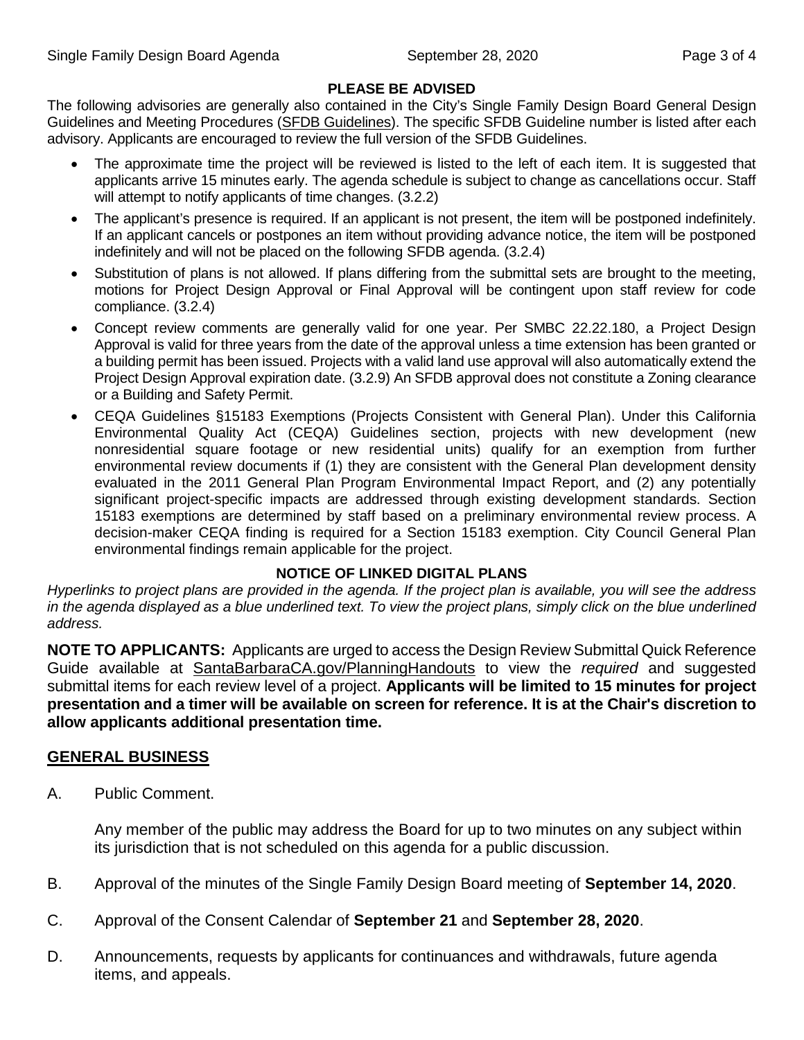## PLEASE BE ADVISED

The following advisories are generally also contained in the City's Single Family Design Board General Design Guidelines and Meeting Procedures (SFDB Guidelines). The specific SFDB Guideline number is listed after each advisory. Applicants are encouraged to review the full version of the SFDB Guidelines.

- The approximate time the project will be reviewed is listed to the left of each item. It is suggested that applicants arrive 15 minutes early. The agenda schedule is subject to change as cancellations occur. Staff will attempt to notify applicants of time changes. (3.2.2)
- The applicant's presence is required. If an applicant is not present, the item will be postponed indefinitely. If an applicant cancels or postpones an item without providing advance notice, the item will be postponed indefinitely and will not be placed on the following SFDB agenda. (3.2.4)
- Substitution of plans is not allowed. If plans differing from the submittal sets are brought to the meeting, motions for Project Design Approval or Final Approval will be contingent upon staff review for code compliance. (3.2.4)
- Concept review comments are generally valid for one year. Per SMBC 22.22.180, a Project Design Approval is valid for three years from the date of the approval unless a time extension has been granted or a building permit has been issued. Projects with a valid land use approval will also automatically extend the Project Design Approval expiration date. (3.2.9) An SFDB approval does not constitute a Zoning clearance or a Building and Safety Permit.
- CEQA Guidelines §15183 Exemptions (Projects Consistent with General Plan). Under this California Environmental Quality Act (CEQA) Guidelines section, projects with new development (new nonresidential square footage or new residential units) qualify for an exemption from further environmental review documents if (1) they are consistent with the General Plan development density evaluated in the 2011 General Plan Program Environmental Impact Report, and (2) any potentially significant project-specific impacts are addressed through existing development standards. Section 15183 exemptions are determined by staff based on a preliminary environmental review process. A decision-maker CEQA finding is required for a Section 15183 exemption. City Council General Plan environmental findings remain applicable for the project.

## NOTICE OF LINKED DIGITAL PLANS

*Hyperlinks to project plans are provided in the agenda. If the project plan is available, you will see the address in the agenda displayed as a blue underlined text. To view the project plans, simply click on the blue underlined address.*

**NOTE TO APPLICANTS:** Applicants are urged to access the Design Review Submittal Quick Reference Guide available at SantaBarbaraCA.gov/PlanningHandouts to view the *required* and suggested submittal items for each review level of a project. **Applicants will be limited to 15 minutes for project presentation and a timer will be available on screen for reference. It is at the Chair's discretion to allow applicants additional presentation time.**

## GENERAL BUSINESS

A. Public Comment.

Any member of the public may address the Board for up to two minutes on any subject within its jurisdiction that is not scheduled on this agenda for a public discussion.

B. Approval of the minutes of the Single Family Design Board meeting of **September 14, 2020**.

C. Approval of the Consent Calendar of **September 21** and **September 28, 2020**.

D. Announcements, requests by applicants for continuances and withdrawals, future agenda items, and appeals.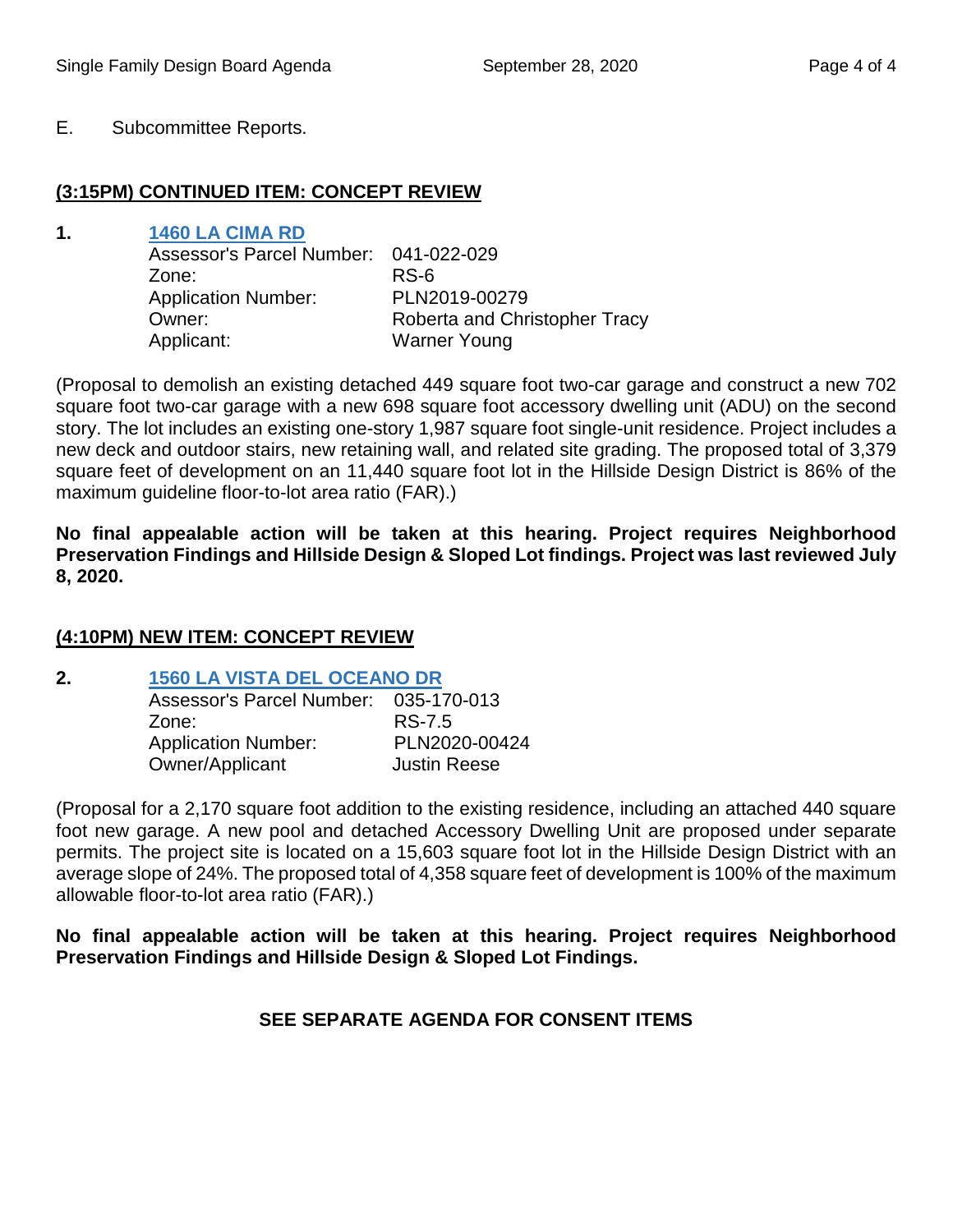E. Subcommittee Reports.

## (3:15PM) CONTINUED ITEM: CONCEPT REVIEW

**1. 1460 LA CIMA RD**

| | |
|---|---|
| Assessor's Parcel Number: | 041-022-029 |
| Zone: | RS-6 |
| Application Number: | PLN2019-00279 |
| Owner: | Roberta and Christopher Tracy |
| Applicant: | Warner Young |

(Proposal to demolish an existing detached 449 square foot two-car garage and construct a new 702 square foot two-car garage with a new 698 square foot accessory dwelling unit (ADU) on the second story. The lot includes an existing one-story 1,987 square foot single-unit residence. Project includes a new deck and outdoor stairs, new retaining wall, and related site grading. The proposed total of 3,379 square feet of development on an 11,440 square foot lot in the Hillside Design District is 86% of the maximum guideline floor-to-lot area ratio (FAR).)

**No final appealable action will be taken at this hearing. Project requires Neighborhood Preservation Findings and Hillside Design & Sloped Lot findings. Project was last reviewed July 8, 2020.**

## (4:10PM) NEW ITEM: CONCEPT REVIEW

**2. 1560 LA VISTA DEL OCEANO DR**

| | |
|---|---|
| Assessor's Parcel Number: | 035-170-013 |
| Zone: | RS-7.5 |
| Application Number: | PLN2020-00424 |
| Owner/Applicant | Justin Reese |

(Proposal for a 2,170 square foot addition to the existing residence, including an attached 440 square foot new garage. A new pool and detached Accessory Dwelling Unit are proposed under separate permits. The project site is located on a 15,603 square foot lot in the Hillside Design District with an average slope of 24%. The proposed total of 4,358 square feet of development is 100% of the maximum allowable floor-to-lot area ratio (FAR).)

**No final appealable action will be taken at this hearing. Project requires Neighborhood Preservation Findings and Hillside Design & Sloped Lot Findings.**

**SEE SEPARATE AGENDA FOR CONSENT ITEMS**